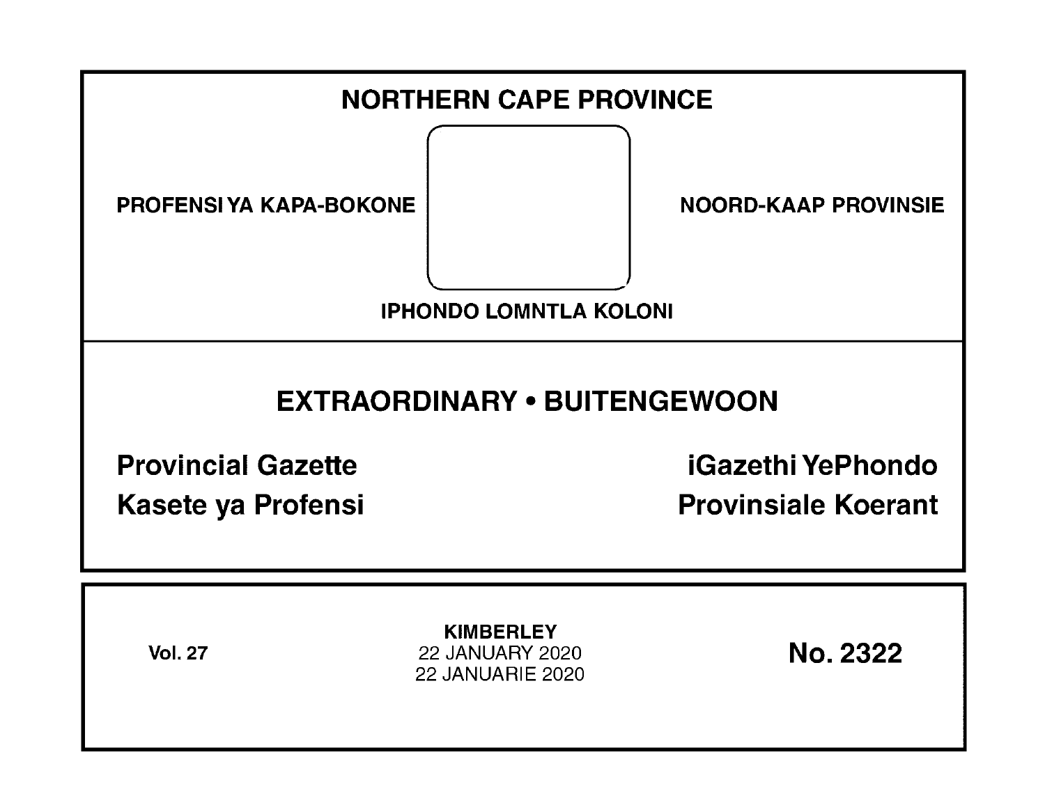# NORTHERN CAPE PROVINCE

PROFENSI YA KAPA-BOKONE

NOORD-KAAP PROVINSIE

IPHONDO LOMNTLA KOLONI

## EXTRAORDINARY • BUITENGEWOON

**Provincial Gazette**

**iGazethi YePhondo**

**Kasete ya Profensi**

**Provinsiale Koerant**

**Vol. 27**

**KIMBERLEY**
22 JANUARY 2020
22 JANUARIE 2020

**No. 2322**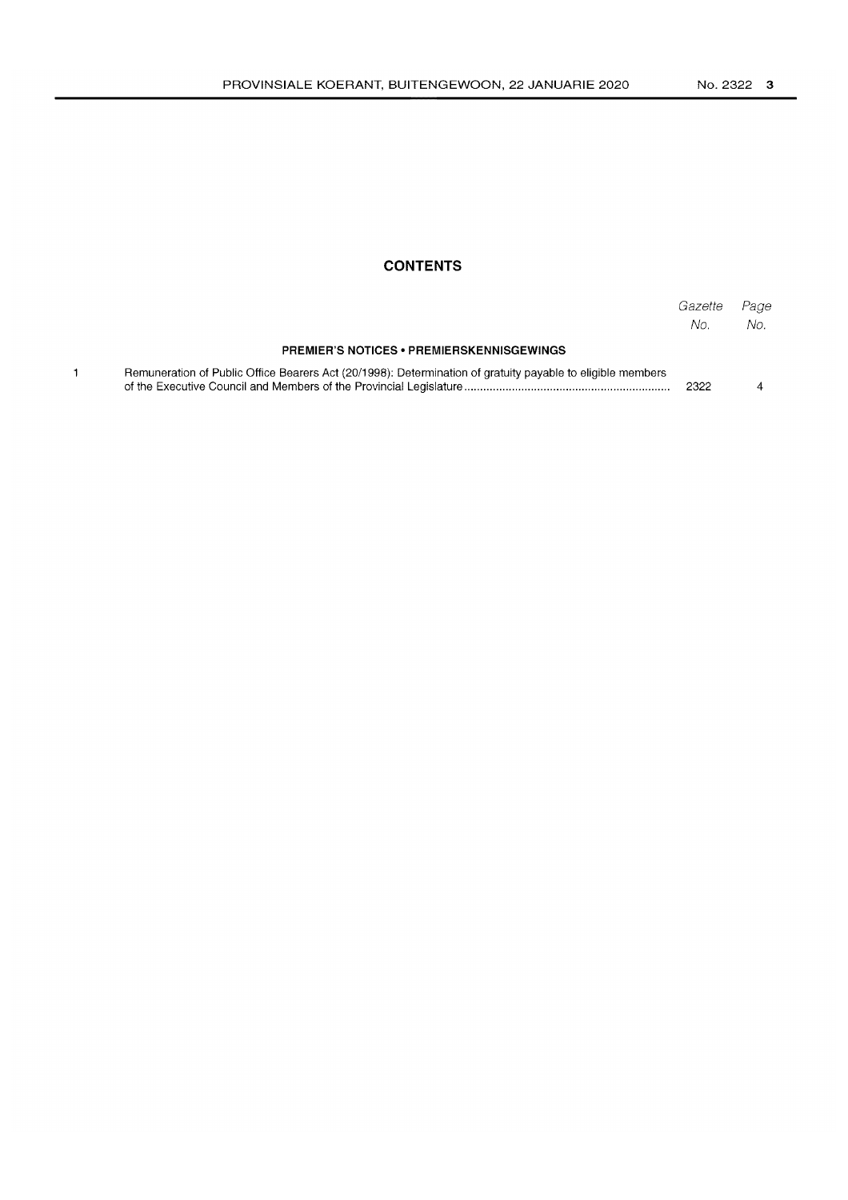## CONTENTS

| | | Gazette No. | Page No. |
|---|---|---|---|
| | **PREMIER'S NOTICES • PREMIERSKENNISGEWINGS** | | |
| 1 | Remuneration of Public Office Bearers Act (20/1998): Determination of gratuity payable to eligible members of the Executive Council and Members of the Provincial Legislature | 2322 | 4 |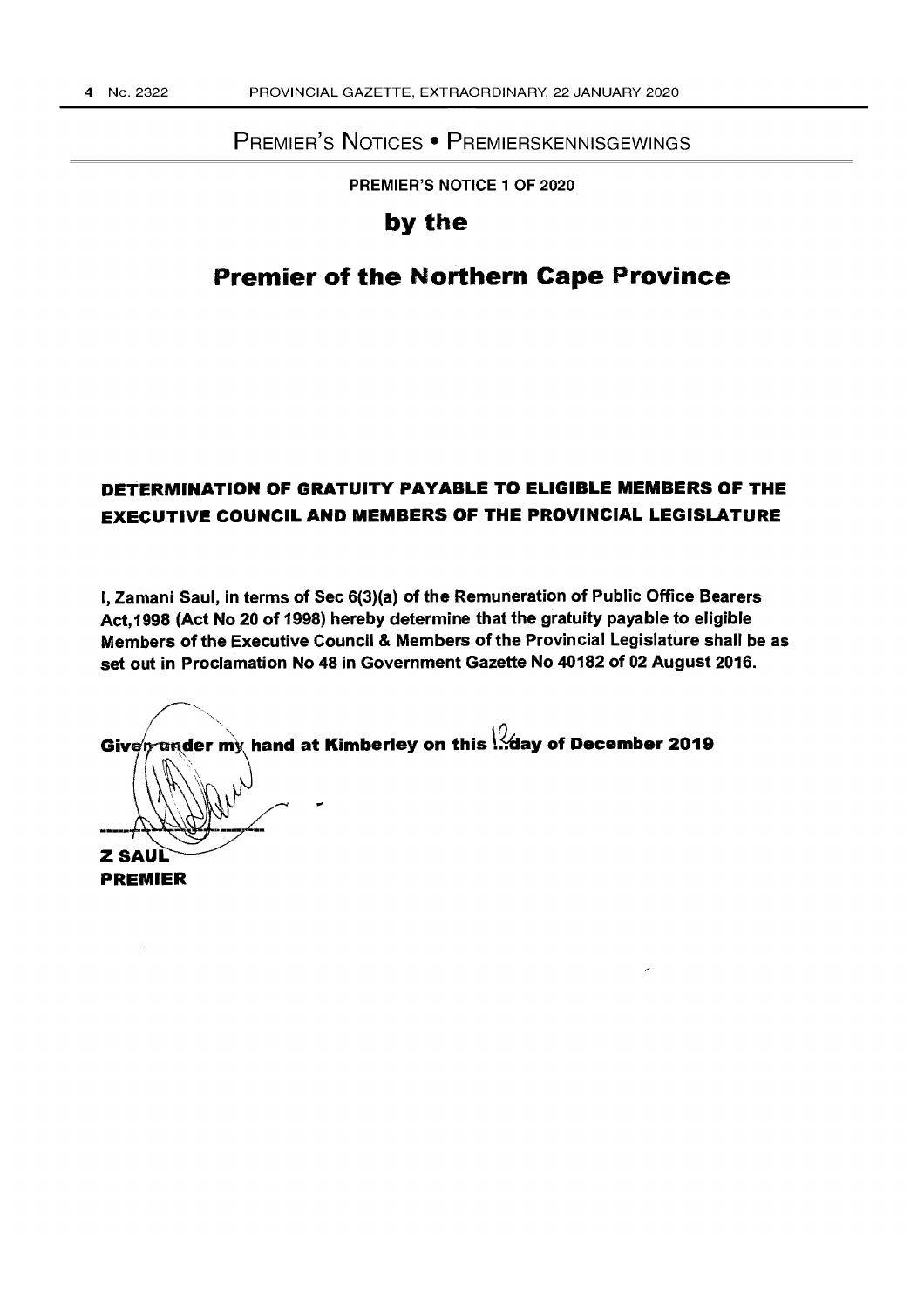# PREMIER'S NOTICES • PREMIERSKENNISGEWINGS

**PREMIER'S NOTICE 1 OF 2020**

## by the

## Premier of the Northern Cape Province

### DETERMINATION OF GRATUITY PAYABLE TO ELIGIBLE MEMBERS OF THE EXECUTIVE COUNCIL AND MEMBERS OF THE PROVINCIAL LEGISLATURE

**I, Zamani Saul, in terms of Sec 6(3)(a) of the Remuneration of Public Office Bearers Act, 1998 (Act No 20 of 1998) hereby determine that the gratuity payable to eligible Members of the Executive Council & Members of the Provincial Legislature shall be as set out in Proclamation No 48 in Government Gazette No 40182 of 02 August 2016.**

**Given under my hand at Kimberley on this 12 day of December 2019**

**Z SAUL**
**PREMIER**